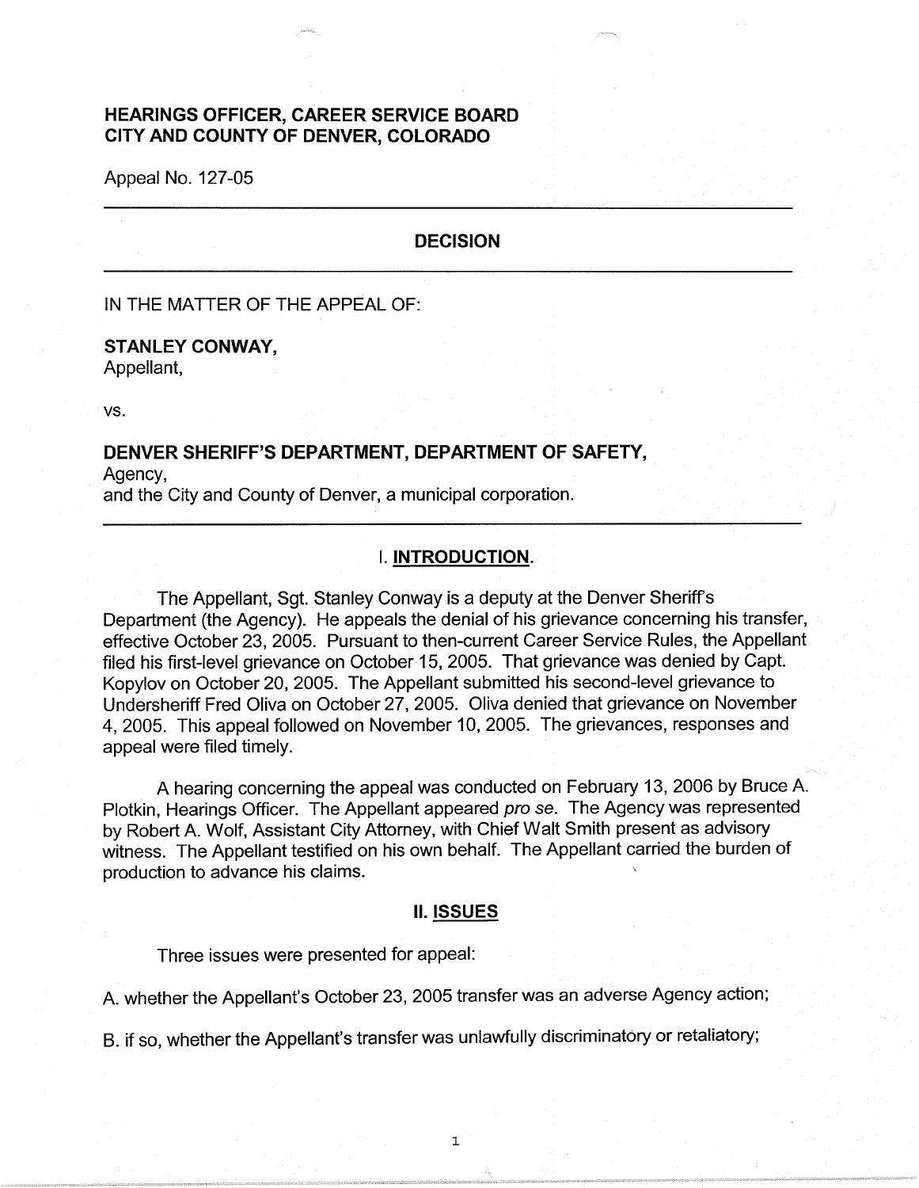**HEARINGS OFFICER, CAREER SERVICE BOARD**
**CITY AND COUNTY OF DENVER, COLORADO**

Appeal No. 127-05

---

## DECISION

---

IN THE MATTER OF THE APPEAL OF:

**STANLEY CONWAY,**
Appellant,

vs.

**DENVER SHERIFF'S DEPARTMENT, DEPARTMENT OF SAFETY,**
Agency,
and the City and County of Denver, a municipal corporation.

---

## I. INTRODUCTION.

The Appellant, Sgt. Stanley Conway is a deputy at the Denver Sheriff's Department (the Agency). He appeals the denial of his grievance concerning his transfer, effective October 23, 2005. Pursuant to then-current Career Service Rules, the Appellant filed his first-level grievance on October 15, 2005. That grievance was denied by Capt. Kopylov on October 20, 2005. The Appellant submitted his second-level grievance to Undersheriff Fred Oliva on October 27, 2005. Oliva denied that grievance on November 4, 2005. This appeal followed on November 10, 2005. The grievances, responses and appeal were filed timely.

A hearing concerning the appeal was conducted on February 13, 2006 by Bruce A. Plotkin, Hearings Officer. The Appellant appeared *pro se*. The Agency was represented by Robert A. Wolf, Assistant City Attorney, with Chief Walt Smith present as advisory witness. The Appellant testified on his own behalf. The Appellant carried the burden of production to advance his claims.

## II. ISSUES

Three issues were presented for appeal:

A. whether the Appellant's October 23, 2005 transfer was an adverse Agency action;

B. if so, whether the Appellant's transfer was unlawfully discriminatory or retaliatory;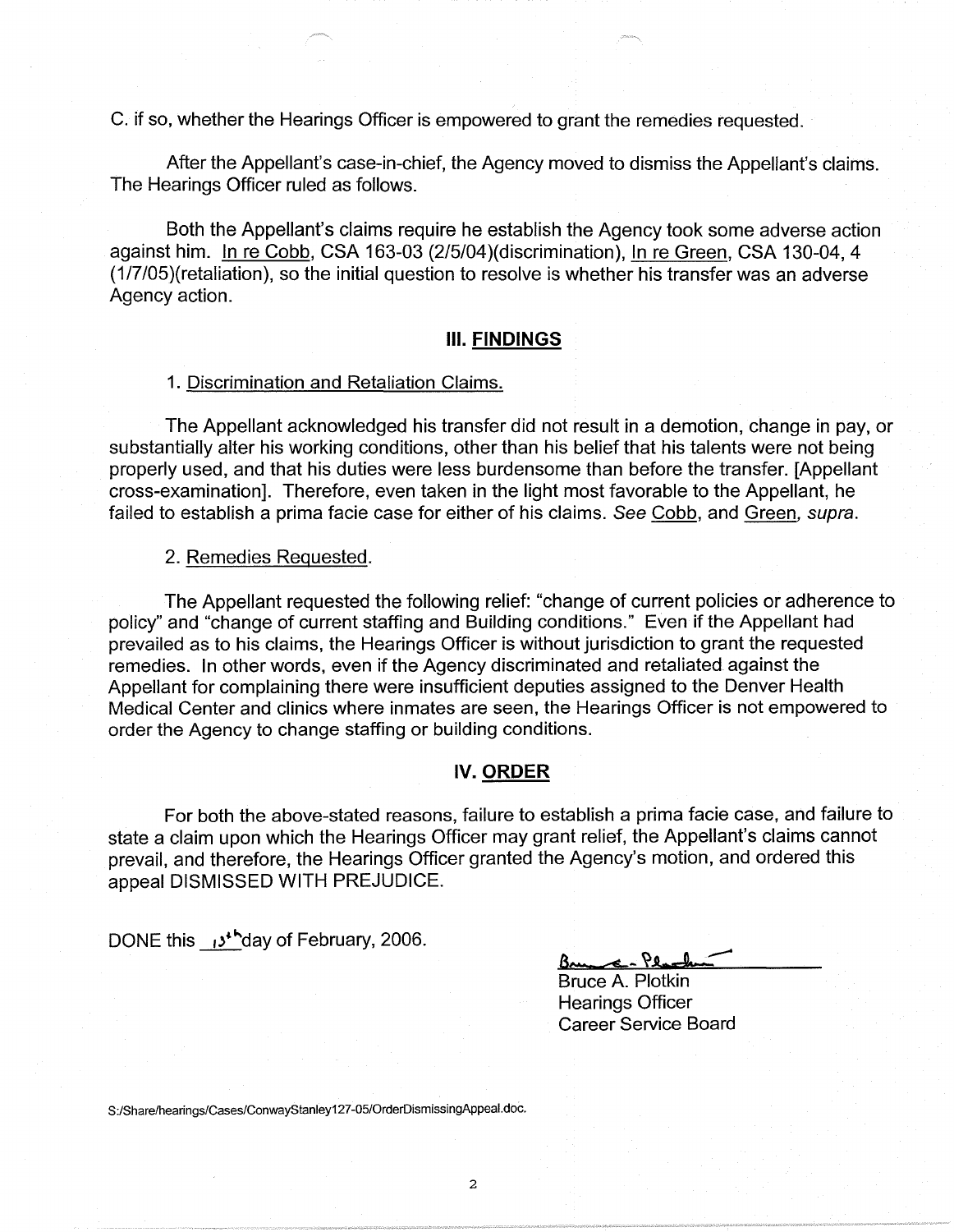C. if so, whether the Hearings Officer is empowered to grant the remedies requested.

After the Appellant's case-in-chief, the Agency moved to dismiss the Appellant's claims. The Hearings Officer ruled as follows.

Both the Appellant's claims require he establish the Agency took some adverse action against him. In re Cobb, CSA 163-03 (2/5/04)(discrimination), In re Green, CSA 130-04, 4 (1/7/05)(retaliation), so the initial question to resolve is whether his transfer was an adverse Agency action.

## III. FINDINGS

1. Discrimination and Retaliation Claims.

The Appellant acknowledged his transfer did not result in a demotion, change in pay, or substantially alter his working conditions, other than his belief that his talents were not being properly used, and that his duties were less burdensome than before the transfer. [Appellant cross-examination]. Therefore, even taken in the light most favorable to the Appellant, he failed to establish a prima facie case for either of his claims. *See* Cobb, and Green, *supra*.

2. Remedies Requested.

The Appellant requested the following relief: "change of current policies or adherence to policy" and "change of current staffing and Building conditions." Even if the Appellant had prevailed as to his claims, the Hearings Officer is without jurisdiction to grant the requested remedies. In other words, even if the Agency discriminated and retaliated against the Appellant for complaining there were insufficient deputies assigned to the Denver Health Medical Center and clinics where inmates are seen, the Hearings Officer is not empowered to order the Agency to change staffing or building conditions.

## IV. ORDER

For both the above-stated reasons, failure to establish a prima facie case, and failure to state a claim upon which the Hearings Officer may grant relief, the Appellant's claims cannot prevail, and therefore, the Hearings Officer granted the Agency's motion, and ordered this appeal DISMISSED WITH PREJUDICE.

DONE this 13th day of February, 2006.

Bruce A. Plotkin
Hearings Officer
Career Service Board

S:/Share/hearings/Cases/ConwayStanley127-05/OrderDismissingAppeal.doc.